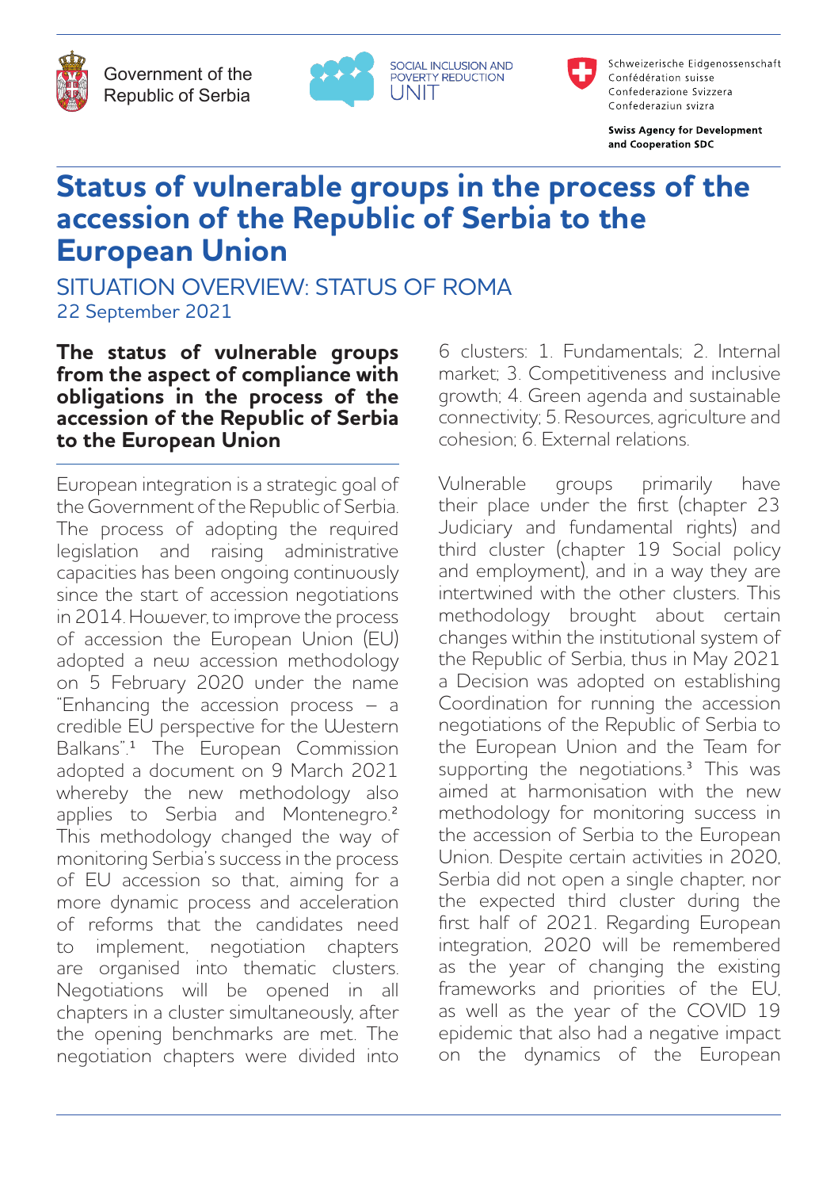Government of the Republic of Serbia

SOCIAL INCLUSION AND POVERTY REDUCTION UNIT

Schweizerische Eidgenossenschaft
Confédération suisse
Confederazione Svizzera
Confederaziun svizra

**Swiss Agency for Development and Cooperation SDC**

# Status of vulnerable groups in the process of the accession of the Republic of Serbia to the European Union

## SITUATION OVERVIEW: STATUS OF ROMA

22 September 2021

### The status of vulnerable groups from the aspect of compliance with obligations in the process of the accession of the Republic of Serbia to the European Union

European integration is a strategic goal of the Government of the Republic of Serbia. The process of adopting the required legislation and raising administrative capacities has been ongoing continuously since the start of accession negotiations in 2014. However, to improve the process of accession the European Union (EU) adopted a new accession methodology on 5 February 2020 under the name "Enhancing the accession process – a credible EU perspective for the Western Balkans".[1] The European Commission adopted a document on 9 March 2021 whereby the new methodology also applies to Serbia and Montenegro.[2] This methodology changed the way of monitoring Serbia's success in the process of EU accession so that, aiming for a more dynamic process and acceleration of reforms that the candidates need to implement, negotiation chapters are organised into thematic clusters. Negotiations will be opened in all chapters in a cluster simultaneously, after the opening benchmarks are met. The negotiation chapters were divided into 6 clusters: 1. Fundamentals; 2. Internal market; 3. Competitiveness and inclusive growth; 4. Green agenda and sustainable connectivity; 5. Resources, agriculture and cohesion; 6. External relations.

Vulnerable groups primarily have their place under the first (chapter 23 Judiciary and fundamental rights) and third cluster (chapter 19 Social policy and employment), and in a way they are intertwined with the other clusters. This methodology brought about certain changes within the institutional system of the Republic of Serbia, thus in May 2021 a Decision was adopted on establishing Coordination for running the accession negotiations of the Republic of Serbia to the European Union and the Team for supporting the negotiations.[3] This was aimed at harmonisation with the new methodology for monitoring success in the accession of Serbia to the European Union. Despite certain activities in 2020, Serbia did not open a single chapter, nor the expected third cluster during the first half of 2021. Regarding European integration, 2020 will be remembered as the year of changing the existing frameworks and priorities of the EU, as well as the year of the COVID 19 epidemic that also had a negative impact on the dynamics of the European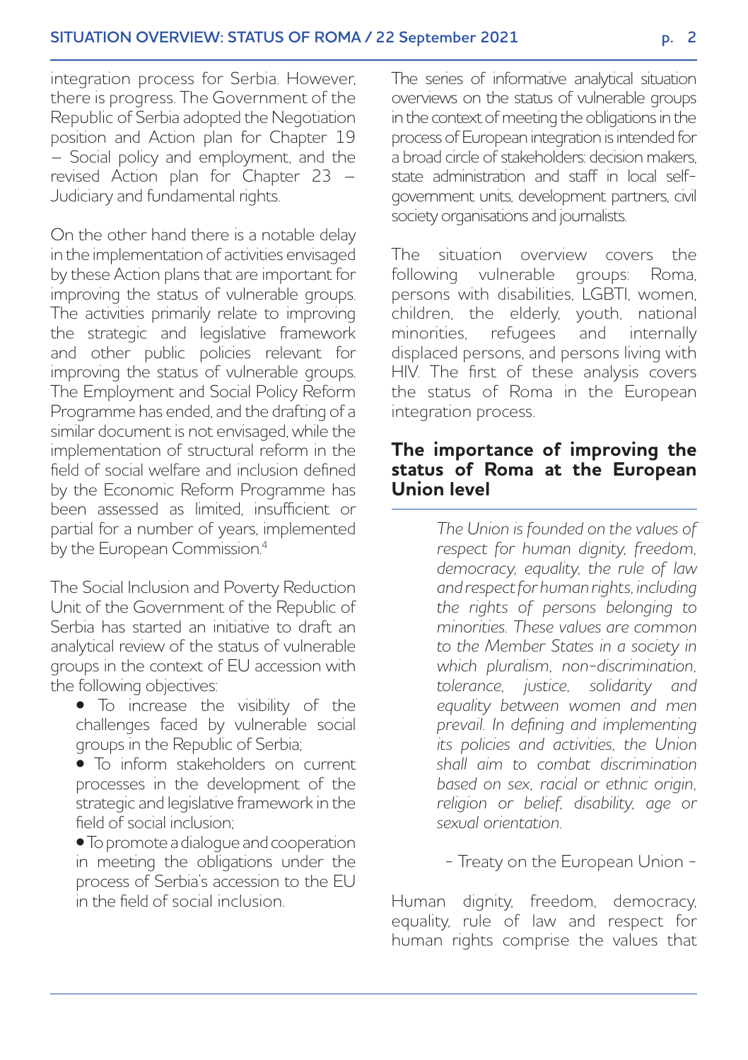integration process for Serbia. However, there is progress. The Government of the Republic of Serbia adopted the Negotiation position and Action plan for Chapter 19 – Social policy and employment, and the revised Action plan for Chapter 23 – Judiciary and fundamental rights.

On the other hand there is a notable delay in the implementation of activities envisaged by these Action plans that are important for improving the status of vulnerable groups. The activities primarily relate to improving the strategic and legislative framework and other public policies relevant for improving the status of vulnerable groups. The Employment and Social Policy Reform Programme has ended, and the drafting of a similar document is not envisaged, while the implementation of structural reform in the field of social welfare and inclusion defined by the Economic Reform Programme has been assessed as limited, insufficient or partial for a number of years, implemented by the European Commission.[4]

The Social Inclusion and Poverty Reduction Unit of the Government of the Republic of Serbia has started an initiative to draft an analytical review of the status of vulnerable groups in the context of EU accession with the following objectives:

- To increase the visibility of the challenges faced by vulnerable social groups in the Republic of Serbia;
- To inform stakeholders on current processes in the development of the strategic and legislative framework in the field of social inclusion;
- To promote a dialogue and cooperation in meeting the obligations under the process of Serbia's accession to the EU in the field of social inclusion.

The series of informative analytical situation overviews on the status of vulnerable groups in the context of meeting the obligations in the process of European integration is intended for a broad circle of stakeholders: decision makers, state administration and staff in local self-government units, development partners, civil society organisations and journalists.

The situation overview covers the following vulnerable groups: Roma, persons with disabilities, LGBTI, women, children, the elderly, youth, national minorities, refugees and internally displaced persons, and persons living with HIV. The first of these analysis covers the status of Roma in the European integration process.

## The importance of improving the status of Roma at the European Union level

> *The Union is founded on the values of respect for human dignity, freedom, democracy, equality, the rule of law and respect for human rights, including the rights of persons belonging to minorities. These values are common to the Member States in a society in which pluralism, non-discrimination, tolerance, justice, solidarity and equality between women and men prevail. In defining and implementing its policies and activities, the Union shall aim to combat discrimination based on sex, racial or ethnic origin, religion or belief, disability, age or sexual orientation.*
>
> - Treaty on the European Union -

Human dignity, freedom, democracy, equality, rule of law and respect for human rights comprise the values that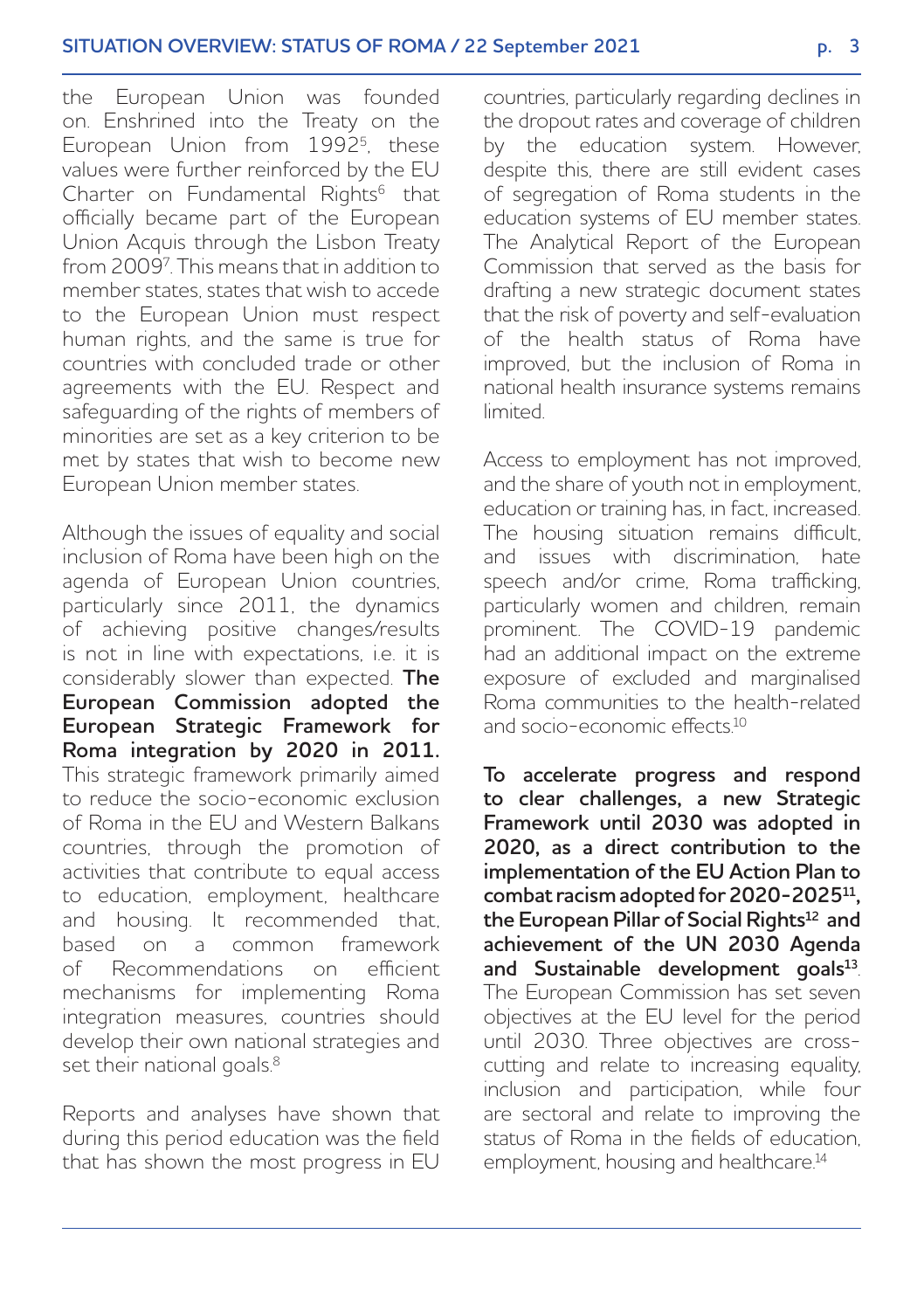the European Union was founded on. Enshrined into the Treaty on the European Union from 1992[5], these values were further reinforced by the EU Charter on Fundamental Rights[6] that officially became part of the European Union Acquis through the Lisbon Treaty from 2009[7]. This means that in addition to member states, states that wish to accede to the European Union must respect human rights, and the same is true for countries with concluded trade or other agreements with the EU. Respect and safeguarding of the rights of members of minorities are set as a key criterion to be met by states that wish to become new European Union member states.

Although the issues of equality and social inclusion of Roma have been high on the agenda of European Union countries, particularly since 2011, the dynamics of achieving positive changes/results is not in line with expectations, i.e. it is considerably slower than expected. **The European Commission adopted the European Strategic Framework for Roma integration by 2020 in 2011.** This strategic framework primarily aimed to reduce the socio-economic exclusion of Roma in the EU and Western Balkans countries, through the promotion of activities that contribute to equal access to education, employment, healthcare and housing. It recommended that, based on a common framework of Recommendations on efficient mechanisms for implementing Roma integration measures, countries should develop their own national strategies and set their national goals.[8]

Reports and analyses have shown that during this period education was the field that has shown the most progress in EU countries, particularly regarding declines in the dropout rates and coverage of children by the education system. However, despite this, there are still evident cases of segregation of Roma students in the education systems of EU member states. The Analytical Report of the European Commission that served as the basis for drafting a new strategic document states that the risk of poverty and self-evaluation of the health status of Roma have improved, but the inclusion of Roma in national health insurance systems remains limited.

Access to employment has not improved, and the share of youth not in employment, education or training has, in fact, increased. The housing situation remains difficult, and issues with discrimination, hate speech and/or crime, Roma trafficking, particularly women and children, remain prominent. The COVID-19 pandemic had an additional impact on the extreme exposure of excluded and marginalised Roma communities to the health-related and socio-economic effects.[10]

**To accelerate progress and respond to clear challenges, a new Strategic Framework until 2030 was adopted in 2020, as a direct contribution to the implementation of the EU Action Plan to combat racism adopted for 2020-2025[11], the European Pillar of Social Rights[12] and achievement of the UN 2030 Agenda and Sustainable development goals[13].** The European Commission has set seven objectives at the EU level for the period until 2030. Three objectives are cross-cutting and relate to increasing equality, inclusion and participation, while four are sectoral and relate to improving the status of Roma in the fields of education, employment, housing and healthcare.[14]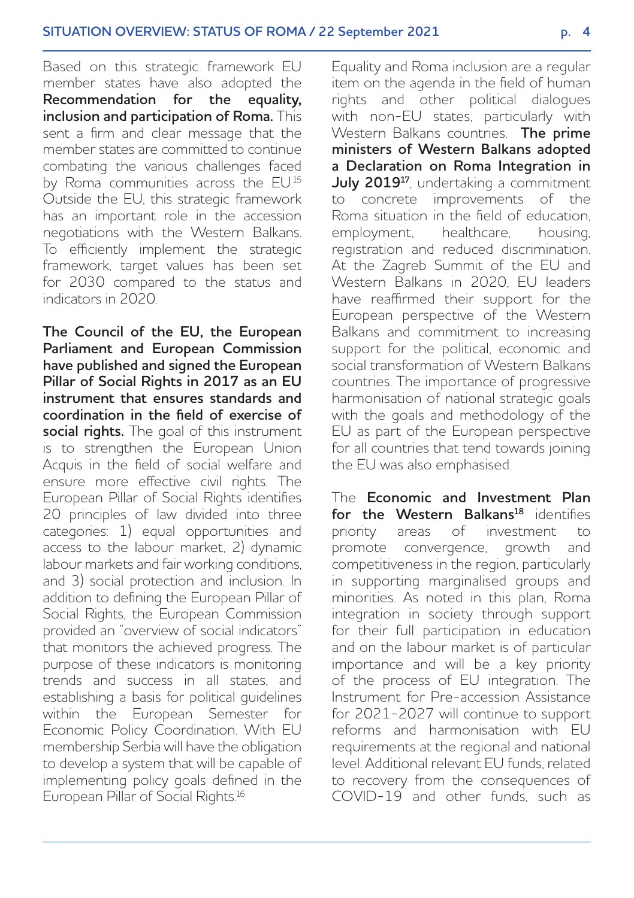Based on this strategic framework EU member states have also adopted the **Recommendation for the equality, inclusion and participation of Roma.** This sent a firm and clear message that the member states are committed to continue combating the various challenges faced by Roma communities across the EU.[15] Outside the EU, this strategic framework has an important role in the accession negotiations with the Western Balkans. To efficiently implement the strategic framework, target values has been set for 2030 compared to the status and indicators in 2020.

**The Council of the EU, the European Parliament and European Commission have published and signed the European Pillar of Social Rights in 2017 as an EU instrument that ensures standards and coordination in the field of exercise of social rights.** The goal of this instrument is to strengthen the European Union Acquis in the field of social welfare and ensure more effective civil rights. The European Pillar of Social Rights identifies 20 principles of law divided into three categories: 1) equal opportunities and access to the labour market, 2) dynamic labour markets and fair working conditions, and 3) social protection and inclusion. In addition to defining the European Pillar of Social Rights, the European Commission provided an "overview of social indicators" that monitors the achieved progress. The purpose of these indicators is monitoring trends and success in all states, and establishing a basis for political guidelines within the European Semester for Economic Policy Coordination. With EU membership Serbia will have the obligation to develop a system that will be capable of implementing policy goals defined in the European Pillar of Social Rights.[16]

Equality and Roma inclusion are a regular item on the agenda in the field of human rights and other political dialogues with non-EU states, particularly with Western Balkans countries. **The prime ministers of Western Balkans adopted a Declaration on Roma Integration in July 2019[17]**, undertaking a commitment to concrete improvements of the Roma situation in the field of education, employment, healthcare, housing, registration and reduced discrimination. At the Zagreb Summit of the EU and Western Balkans in 2020, EU leaders have reaffirmed their support for the European perspective of the Western Balkans and commitment to increasing support for the political, economic and social transformation of Western Balkans countries. The importance of progressive harmonisation of national strategic goals with the goals and methodology of the EU as part of the European perspective for all countries that tend towards joining the EU was also emphasised.

The **Economic and Investment Plan for the Western Balkans[18]** identifies priority areas of investment to promote convergence, growth and competitiveness in the region, particularly in supporting marginalised groups and minorities. As noted in this plan, Roma integration in society through support for their full participation in education and on the labour market is of particular importance and will be a key priority of the process of EU integration. The Instrument for Pre-accession Assistance for 2021-2027 will continue to support reforms and harmonisation with EU requirements at the regional and national level. Additional relevant EU funds, related to recovery from the consequences of COVID-19 and other funds, such as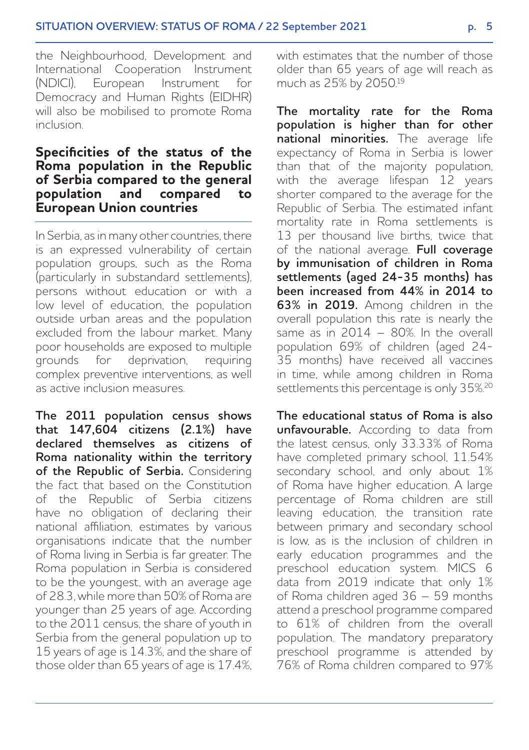the Neighbourhood, Development and International Cooperation Instrument (NDICI), European Instrument for Democracy and Human Rights (EIDHR) will also be mobilised to promote Roma inclusion.

## Specificities of the status of the Roma population in the Republic of Serbia compared to the general population and compared to European Union countries

In Serbia, as in many other countries, there is an expressed vulnerability of certain population groups, such as the Roma (particularly in substandard settlements), persons without education or with a low level of education, the population outside urban areas and the population excluded from the labour market. Many poor households are exposed to multiple grounds for deprivation, requiring complex preventive interventions, as well as active inclusion measures.

**The 2011 population census shows that 147,604 citizens (2.1%) have declared themselves as citizens of Roma nationality within the territory of the Republic of Serbia.** Considering the fact that based on the Constitution of the Republic of Serbia citizens have no obligation of declaring their national affiliation, estimates by various organisations indicate that the number of Roma living in Serbia is far greater. The Roma population in Serbia is considered to be the youngest, with an average age of 28.3, while more than 50% of Roma are younger than 25 years of age. According to the 2011 census, the share of youth in Serbia from the general population up to 15 years of age is 14.3%, and the share of those older than 65 years of age is 17.4%, with estimates that the number of those older than 65 years of age will reach as much as 25% by 2050.[19]

**The mortality rate for the Roma population is higher than for other national minorities.** The average life expectancy of Roma in Serbia is lower than that of the majority population, with the average lifespan 12 years shorter compared to the average for the Republic of Serbia. The estimated infant mortality rate in Roma settlements is 13 per thousand live births, twice that of the national average. **Full coverage by immunisation of children in Roma settlements (aged 24-35 months) has been increased from 44% in 2014 to 63% in 2019.** Among children in the overall population this rate is nearly the same as in 2014 – 80%. In the overall population 69% of children (aged 24-35 months) have received all vaccines in time, while among children in Roma settlements this percentage is only 35%.[20]

**The educational status of Roma is also unfavourable.** According to data from the latest census, only 33.33% of Roma have completed primary school, 11.54% secondary school, and only about 1% of Roma have higher education. A large percentage of Roma children are still leaving education, the transition rate between primary and secondary school is low, as is the inclusion of children in early education programmes and the preschool education system. MICS 6 data from 2019 indicate that only 1% of Roma children aged 36 – 59 months attend a preschool programme compared to 61% of children from the overall population. The mandatory preparatory preschool programme is attended by 76% of Roma children compared to 97%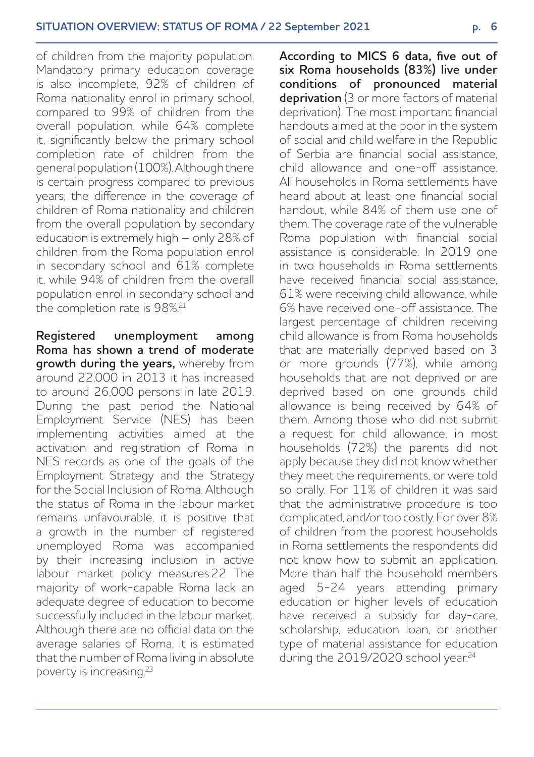of children from the majority population. Mandatory primary education coverage is also incomplete, 92% of children of Roma nationality enrol in primary school, compared to 99% of children from the overall population, while 64% complete it, significantly below the primary school completion rate of children from the general population (100%). Although there is certain progress compared to previous years, the difference in the coverage of children of Roma nationality and children from the overall population by secondary education is extremely high – only 28% of children from the Roma population enrol in secondary school and 61% complete it, while 94% of children from the overall population enrol in secondary school and the completion rate is 98%.[21]

**Registered unemployment among Roma has shown a trend of moderate growth during the years,** whereby from around 22,000 in 2013 it has increased to around 26,000 persons in late 2019. During the past period the National Employment Service (NES) has been implementing activities aimed at the activation and registration of Roma in NES records as one of the goals of the Employment Strategy and the Strategy for the Social Inclusion of Roma. Although the status of Roma in the labour market remains unfavourable, it is positive that a growth in the number of registered unemployed Roma was accompanied by their increasing inclusion in active labour market policy measures.22 The majority of work-capable Roma lack an adequate degree of education to become successfully included in the labour market. Although there are no official data on the average salaries of Roma, it is estimated that the number of Roma living in absolute poverty is increasing.[23]

**According to MICS 6 data, five out of six Roma households (83%) live under conditions of pronounced material deprivation** (3 or more factors of material deprivation). The most important financial handouts aimed at the poor in the system of social and child welfare in the Republic of Serbia are financial social assistance, child allowance and one-off assistance. All households in Roma settlements have heard about at least one financial social handout, while 84% of them use one of them. The coverage rate of the vulnerable Roma population with financial social assistance is considerable. In 2019 one in two households in Roma settlements have received financial social assistance, 61% were receiving child allowance, while 6% have received one-off assistance. The largest percentage of children receiving child allowance is from Roma households that are materially deprived based on 3 or more grounds (77%), while among households that are not deprived or are deprived based on one grounds child allowance is being received by 64% of them. Among those who did not submit a request for child allowance, in most households (72%) the parents did not apply because they did not know whether they meet the requirements, or were told so orally. For 11% of children it was said that the administrative procedure is too complicated, and/or too costly. For over 8% of children from the poorest households in Roma settlements the respondents did not know how to submit an application. More than half the household members aged 5-24 years attending primary education or higher levels of education have received a subsidy for day-care, scholarship, education loan, or another type of material assistance for education during the 2019/2020 school year.[24]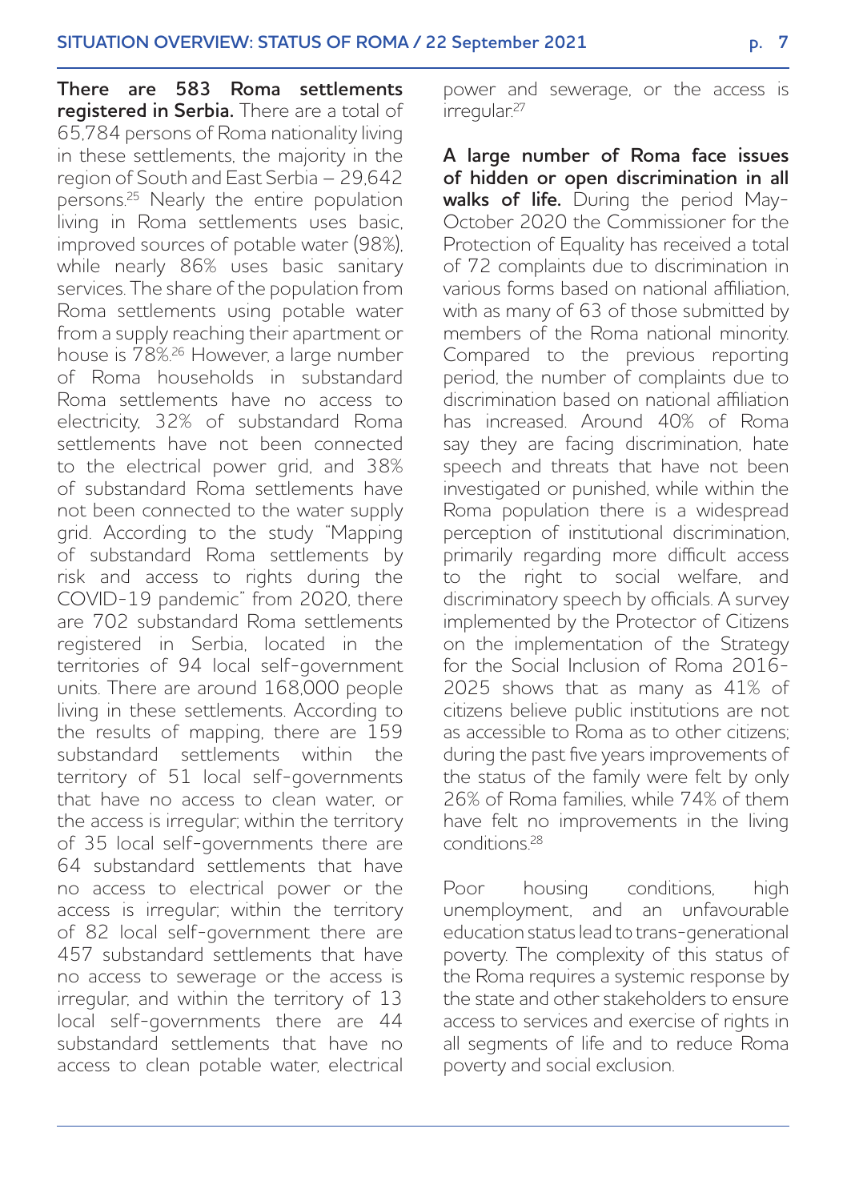**There are 583 Roma settlements registered in Serbia.** There are a total of 65,784 persons of Roma nationality living in these settlements, the majority in the region of South and East Serbia – 29,642 persons.[25] Nearly the entire population living in Roma settlements uses basic, improved sources of potable water (98%), while nearly 86% uses basic sanitary services. The share of the population from Roma settlements using potable water from a supply reaching their apartment or house is 78%.[26] However, a large number of Roma households in substandard Roma settlements have no access to electricity, 32% of substandard Roma settlements have not been connected to the electrical power grid, and 38% of substandard Roma settlements have not been connected to the water supply grid. According to the study "Mapping of substandard Roma settlements by risk and access to rights during the COVID-19 pandemic" from 2020, there are 702 substandard Roma settlements registered in Serbia, located in the territories of 94 local self-government units. There are around 168,000 people living in these settlements. According to the results of mapping, there are 159 substandard settlements within the territory of 51 local self-governments that have no access to clean water, or the access is irregular; within the territory of 35 local self-governments there are 64 substandard settlements that have no access to electrical power or the access is irregular; within the territory of 82 local self-government there are 457 substandard settlements that have no access to sewerage or the access is irregular, and within the territory of 13 local self-governments there are 44 substandard settlements that have no access to clean potable water, electrical power and sewerage, or the access is irregular.[27]

**A large number of Roma face issues of hidden or open discrimination in all walks of life.** During the period May-October 2020 the Commissioner for the Protection of Equality has received a total of 72 complaints due to discrimination in various forms based on national affiliation, with as many of 63 of those submitted by members of the Roma national minority. Compared to the previous reporting period, the number of complaints due to discrimination based on national affiliation has increased. Around 40% of Roma say they are facing discrimination, hate speech and threats that have not been investigated or punished, while within the Roma population there is a widespread perception of institutional discrimination, primarily regarding more difficult access to the right to social welfare, and discriminatory speech by officials. A survey implemented by the Protector of Citizens on the implementation of the Strategy for the Social Inclusion of Roma 2016-2025 shows that as many as 41% of citizens believe public institutions are not as accessible to Roma as to other citizens; during the past five years improvements of the status of the family were felt by only 26% of Roma families, while 74% of them have felt no improvements in the living conditions.[28]

Poor housing conditions, high unemployment, and an unfavourable education status lead to trans-generational poverty. The complexity of this status of the Roma requires a systemic response by the state and other stakeholders to ensure access to services and exercise of rights in all segments of life and to reduce Roma poverty and social exclusion.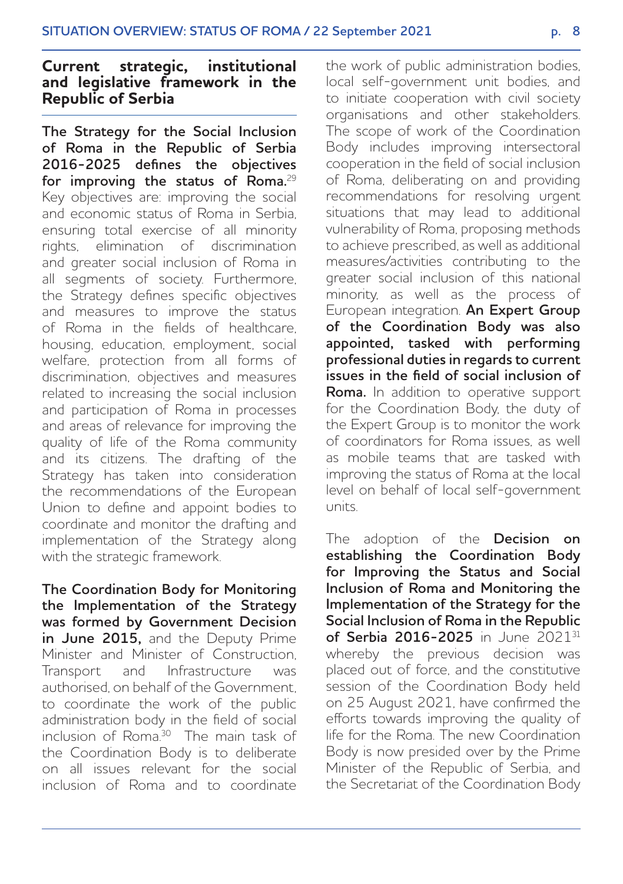## Current strategic, institutional and legislative framework in the Republic of Serbia

**The Strategy for the Social Inclusion of Roma in the Republic of Serbia 2016-2025 defines the objectives for improving the status of Roma.**[29] Key objectives are: improving the social and economic status of Roma in Serbia, ensuring total exercise of all minority rights, elimination of discrimination and greater social inclusion of Roma in all segments of society. Furthermore, the Strategy defines specific objectives and measures to improve the status of Roma in the fields of healthcare, housing, education, employment, social welfare, protection from all forms of discrimination, objectives and measures related to increasing the social inclusion and participation of Roma in processes and areas of relevance for improving the quality of life of the Roma community and its citizens. The drafting of the Strategy has taken into consideration the recommendations of the European Union to define and appoint bodies to coordinate and monitor the drafting and implementation of the Strategy along with the strategic framework.

**The Coordination Body for Monitoring the Implementation of the Strategy was formed by Government Decision in June 2015,** and the Deputy Prime Minister and Minister of Construction, Transport and Infrastructure was authorised, on behalf of the Government, to coordinate the work of the public administration body in the field of social inclusion of Roma.[30] The main task of the Coordination Body is to deliberate on all issues relevant for the social inclusion of Roma and to coordinate the work of public administration bodies, local self-government unit bodies, and to initiate cooperation with civil society organisations and other stakeholders. The scope of work of the Coordination Body includes improving intersectoral cooperation in the field of social inclusion of Roma, deliberating on and providing recommendations for resolving urgent situations that may lead to additional vulnerability of Roma, proposing methods to achieve prescribed, as well as additional measures/activities contributing to the greater social inclusion of this national minority, as well as the process of European integration. **An Expert Group of the Coordination Body was also appointed, tasked with performing professional duties in regards to current issues in the field of social inclusion of Roma.** In addition to operative support for the Coordination Body, the duty of the Expert Group is to monitor the work of coordinators for Roma issues, as well as mobile teams that are tasked with improving the status of Roma at the local level on behalf of local self-government units.

The adoption of the **Decision on establishing the Coordination Body for Improving the Status and Social Inclusion of Roma and Monitoring the Implementation of the Strategy for the Social Inclusion of Roma in the Republic of Serbia 2016-2025** in June 2021[31] whereby the previous decision was placed out of force, and the constitutive session of the Coordination Body held on 25 August 2021, have confirmed the efforts towards improving the quality of life for the Roma. The new Coordination Body is now presided over by the Prime Minister of the Republic of Serbia, and the Secretariat of the Coordination Body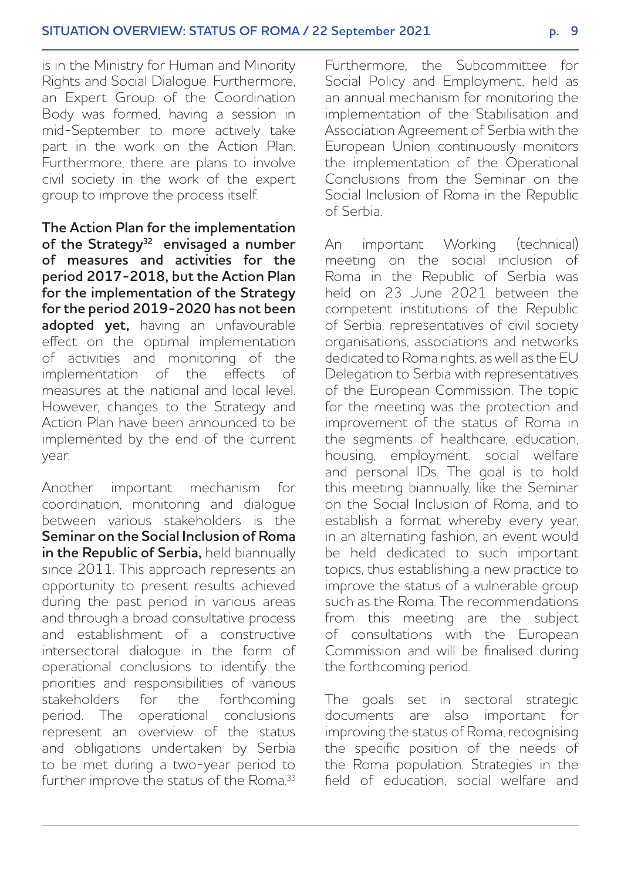is in the Ministry for Human and Minority Rights and Social Dialogue. Furthermore, an Expert Group of the Coordination Body was formed, having a session in mid-September to more actively take part in the work on the Action Plan. Furthermore, there are plans to involve civil society in the work of the expert group to improve the process itself.

**The Action Plan for the implementation of the Strategy[32] envisaged a number of measures and activities for the period 2017-2018, but the Action Plan for the implementation of the Strategy for the period 2019-2020 has not been adopted yet,** having an unfavourable effect on the optimal implementation of activities and monitoring of the implementation of the effects of measures at the national and local level. However, changes to the Strategy and Action Plan have been announced to be implemented by the end of the current year.

Another important mechanism for coordination, monitoring and dialogue between various stakeholders is the **Seminar on the Social Inclusion of Roma in the Republic of Serbia,** held biannually since 2011. This approach represents an opportunity to present results achieved during the past period in various areas and through a broad consultative process and establishment of a constructive intersectoral dialogue in the form of operational conclusions to identify the priorities and responsibilities of various stakeholders for the forthcoming period. The operational conclusions represent an overview of the status and obligations undertaken by Serbia to be met during a two-year period to further improve the status of the Roma.[33]

Furthermore, the Subcommittee for Social Policy and Employment, held as an annual mechanism for monitoring the implementation of the Stabilisation and Association Agreement of Serbia with the European Union continuously monitors the implementation of the Operational Conclusions from the Seminar on the Social Inclusion of Roma in the Republic of Serbia.

An important Working (technical) meeting on the social inclusion of Roma in the Republic of Serbia was held on 23 June 2021 between the competent institutions of the Republic of Serbia, representatives of civil society organisations, associations and networks dedicated to Roma rights, as well as the EU Delegation to Serbia with representatives of the European Commission. The topic for the meeting was the protection and improvement of the status of Roma in the segments of healthcare, education, housing, employment, social welfare and personal IDs. The goal is to hold this meeting biannually, like the Seminar on the Social Inclusion of Roma, and to establish a format whereby every year, in an alternating fashion, an event would be held dedicated to such important topics, thus establishing a new practice to improve the status of a vulnerable group such as the Roma. The recommendations from this meeting are the subject of consultations with the European Commission and will be finalised during the forthcoming period.

The goals set in sectoral strategic documents are also important for improving the status of Roma, recognising the specific position of the needs of the Roma population. Strategies in the field of education, social welfare and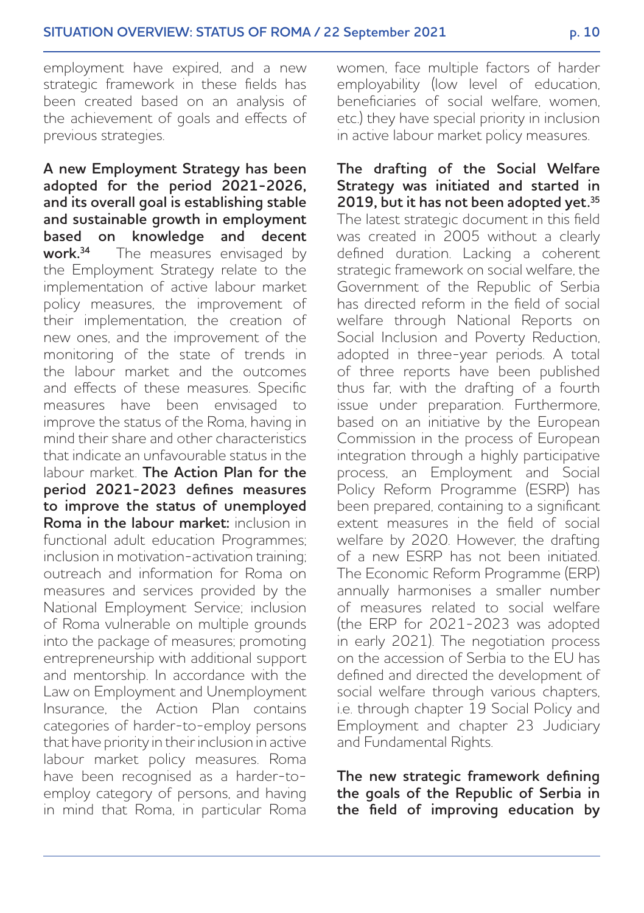employment have expired, and a new strategic framework in these fields has been created based on an analysis of the achievement of goals and effects of previous strategies.

**A new Employment Strategy has been adopted for the period 2021-2026, and its overall goal is establishing stable and sustainable growth in employment based on knowledge and decent work.**[34] The measures envisaged by the Employment Strategy relate to the implementation of active labour market policy measures, the improvement of their implementation, the creation of new ones, and the improvement of the monitoring of the state of trends in the labour market and the outcomes and effects of these measures. Specific measures have been envisaged to improve the status of the Roma, having in mind their share and other characteristics that indicate an unfavourable status in the labour market. **The Action Plan for the period 2021-2023 defines measures to improve the status of unemployed Roma in the labour market:** inclusion in functional adult education Programmes; inclusion in motivation-activation training; outreach and information for Roma on measures and services provided by the National Employment Service; inclusion of Roma vulnerable on multiple grounds into the package of measures; promoting entrepreneurship with additional support and mentorship. In accordance with the Law on Employment and Unemployment Insurance, the Action Plan contains categories of harder-to-employ persons that have priority in their inclusion in active labour market policy measures. Roma have been recognised as a harder-to-employ category of persons, and having in mind that Roma, in particular Roma women, face multiple factors of harder employability (low level of education, beneficiaries of social welfare, women, etc.) they have special priority in inclusion in active labour market policy measures.

**The drafting of the Social Welfare Strategy was initiated and started in 2019, but it has not been adopted yet.**[35] The latest strategic document in this field was created in 2005 without a clearly defined duration. Lacking a coherent strategic framework on social welfare, the Government of the Republic of Serbia has directed reform in the field of social welfare through National Reports on Social Inclusion and Poverty Reduction, adopted in three-year periods. A total of three reports have been published thus far, with the drafting of a fourth issue under preparation. Furthermore, based on an initiative by the European Commission in the process of European integration through a highly participative process, an Employment and Social Policy Reform Programme (ESRP) has been prepared, containing to a significant extent measures in the field of social welfare by 2020. However, the drafting of a new ESRP has not been initiated. The Economic Reform Programme (ERP) annually harmonises a smaller number of measures related to social welfare (the ERP for 2021-2023 was adopted in early 2021). The negotiation process on the accession of Serbia to the EU has defined and directed the development of social welfare through various chapters, i.e. through chapter 19 Social Policy and Employment and chapter 23 Judiciary and Fundamental Rights.

**The new strategic framework defining the goals of the Republic of Serbia in the field of improving education by**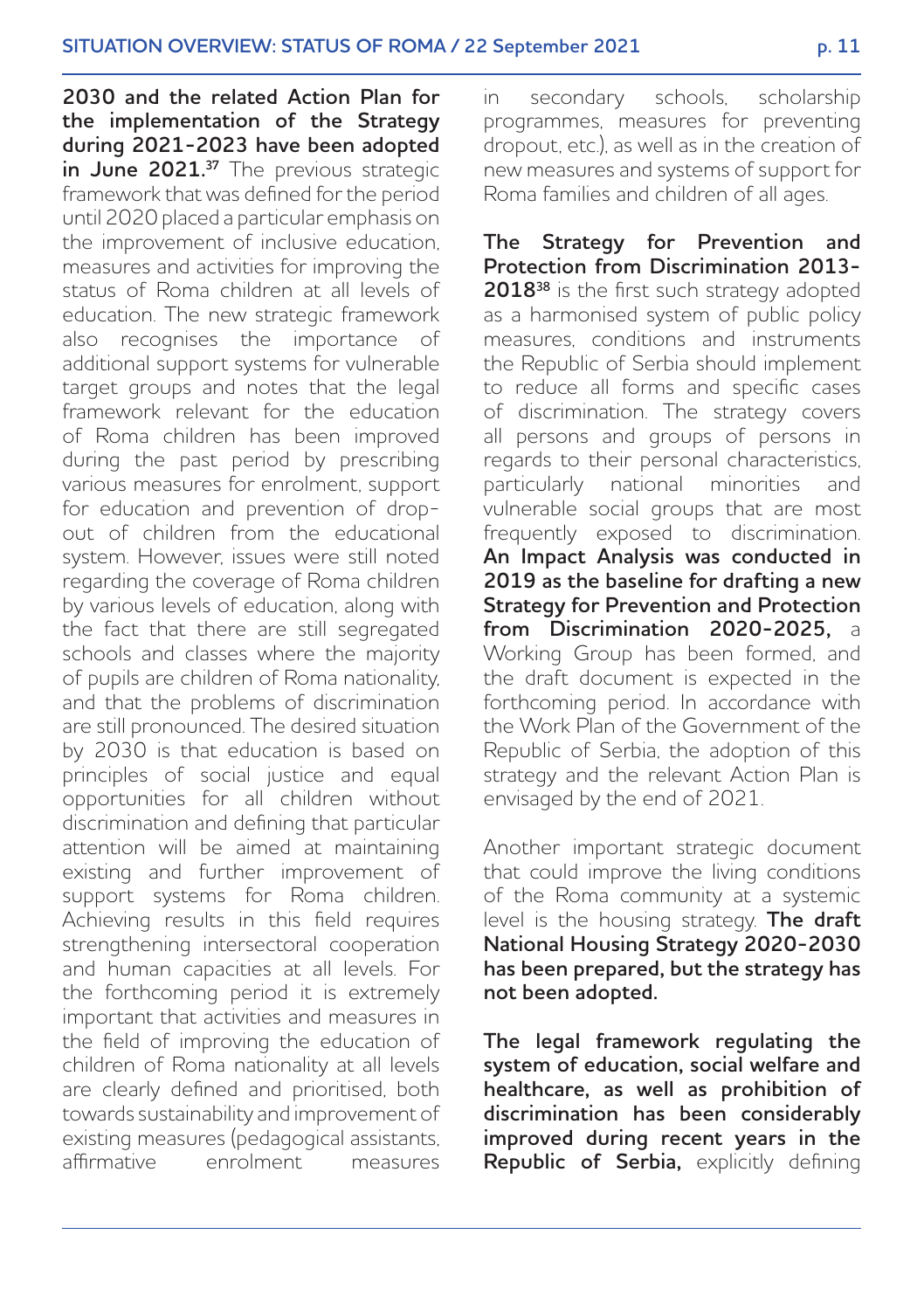**2030 and the related Action Plan for the implementation of the Strategy during 2021-2023 have been adopted in June 2021.**[37] The previous strategic framework that was defined for the period until 2020 placed a particular emphasis on the improvement of inclusive education, measures and activities for improving the status of Roma children at all levels of education. The new strategic framework also recognises the importance of additional support systems for vulnerable target groups and notes that the legal framework relevant for the education of Roma children has been improved during the past period by prescribing various measures for enrolment, support for education and prevention of drop-out of children from the educational system. However, issues were still noted regarding the coverage of Roma children by various levels of education, along with the fact that there are still segregated schools and classes where the majority of pupils are children of Roma nationality, and that the problems of discrimination are still pronounced. The desired situation by 2030 is that education is based on principles of social justice and equal opportunities for all children without discrimination and defining that particular attention will be aimed at maintaining existing and further improvement of support systems for Roma children. Achieving results in this field requires strengthening intersectoral cooperation and human capacities at all levels. For the forthcoming period it is extremely important that activities and measures in the field of improving the education of children of Roma nationality at all levels are clearly defined and prioritised, both towards sustainability and improvement of existing measures (pedagogical assistants, affirmative enrolment measures in secondary schools, scholarship programmes, measures for preventing dropout, etc.), as well as in the creation of new measures and systems of support for Roma families and children of all ages.

**The Strategy for Prevention and Protection from Discrimination 2013-2018**[38] is the first such strategy adopted as a harmonised system of public policy measures, conditions and instruments the Republic of Serbia should implement to reduce all forms and specific cases of discrimination. The strategy covers all persons and groups of persons in regards to their personal characteristics, particularly national minorities and vulnerable social groups that are most frequently exposed to discrimination. **An Impact Analysis was conducted in 2019 as the baseline for drafting a new Strategy for Prevention and Protection from Discrimination 2020-2025,** a Working Group has been formed, and the draft document is expected in the forthcoming period. In accordance with the Work Plan of the Government of the Republic of Serbia, the adoption of this strategy and the relevant Action Plan is envisaged by the end of 2021.

Another important strategic document that could improve the living conditions of the Roma community at a systemic level is the housing strategy. **The draft National Housing Strategy 2020-2030 has been prepared, but the strategy has not been adopted.**

**The legal framework regulating the system of education, social welfare and healthcare, as well as prohibition of discrimination has been considerably improved during recent years in the Republic of Serbia,** explicitly defining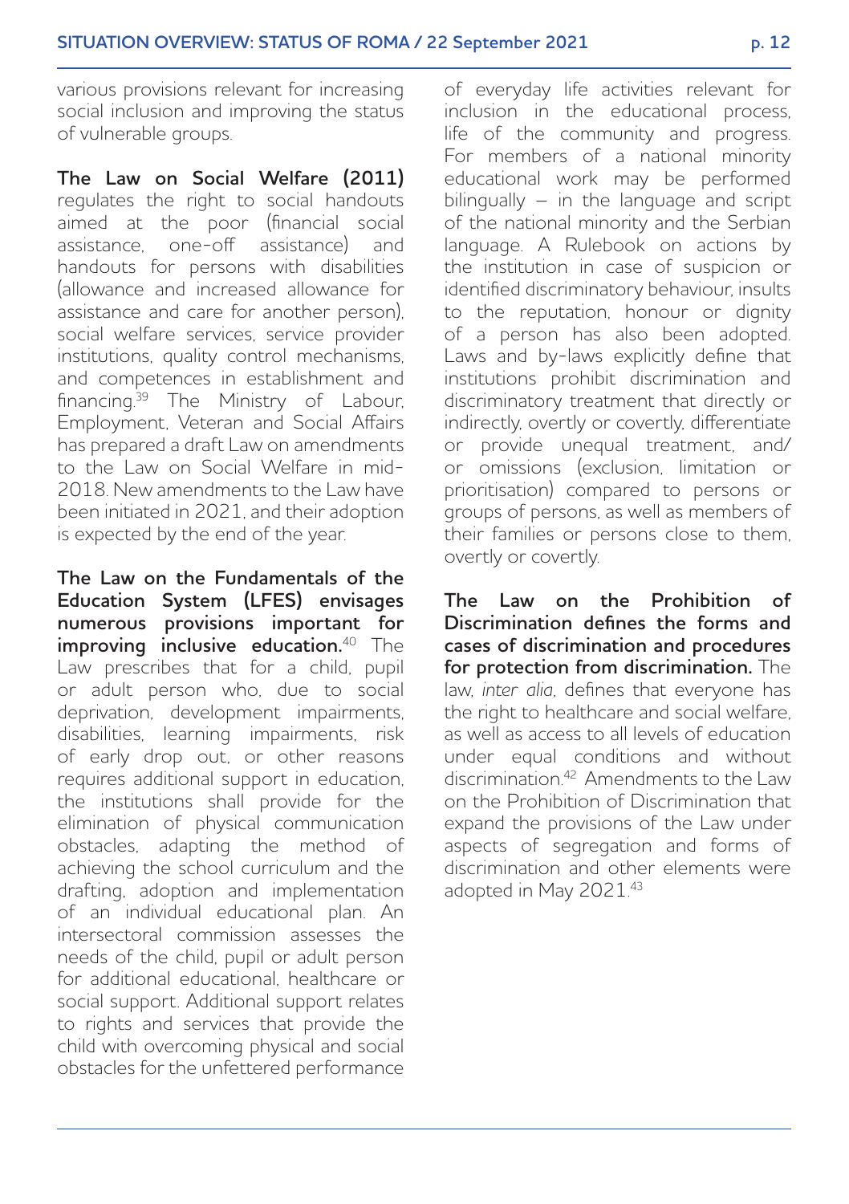various provisions relevant for increasing social inclusion and improving the status of vulnerable groups.

**The Law on Social Welfare (2011)** regulates the right to social handouts aimed at the poor (financial social assistance, one-off assistance) and handouts for persons with disabilities (allowance and increased allowance for assistance and care for another person), social welfare services, service provider institutions, quality control mechanisms, and competences in establishment and financing.[39] The Ministry of Labour, Employment, Veteran and Social Affairs has prepared a draft Law on amendments to the Law on Social Welfare in mid-2018. New amendments to the Law have been initiated in 2021, and their adoption is expected by the end of the year.

**The Law on the Fundamentals of the Education System (LFES) envisages numerous provisions important for improving inclusive education.**[40] The Law prescribes that for a child, pupil or adult person who, due to social deprivation, development impairments, disabilities, learning impairments, risk of early drop out, or other reasons requires additional support in education, the institutions shall provide for the elimination of physical communication obstacles, adapting the method of achieving the school curriculum and the drafting, adoption and implementation of an individual educational plan. An intersectoral commission assesses the needs of the child, pupil or adult person for additional educational, healthcare or social support. Additional support relates to rights and services that provide the child with overcoming physical and social obstacles for the unfettered performance of everyday life activities relevant for inclusion in the educational process, life of the community and progress. For members of a national minority educational work may be performed bilingually – in the language and script of the national minority and the Serbian language. A Rulebook on actions by the institution in case of suspicion or identified discriminatory behaviour, insults to the reputation, honour or dignity of a person has also been adopted. Laws and by-laws explicitly define that institutions prohibit discrimination and discriminatory treatment that directly or indirectly, overtly or covertly, differentiate or provide unequal treatment, and/or omissions (exclusion, limitation or prioritisation) compared to persons or groups of persons, as well as members of their families or persons close to them, overtly or covertly.

**The Law on the Prohibition of Discrimination defines the forms and cases of discrimination and procedures for protection from discrimination.** The law, *inter alia*, defines that everyone has the right to healthcare and social welfare, as well as access to all levels of education under equal conditions and without discrimination.[42] Amendments to the Law on the Prohibition of Discrimination that expand the provisions of the Law under aspects of segregation and forms of discrimination and other elements were adopted in May 2021.[43]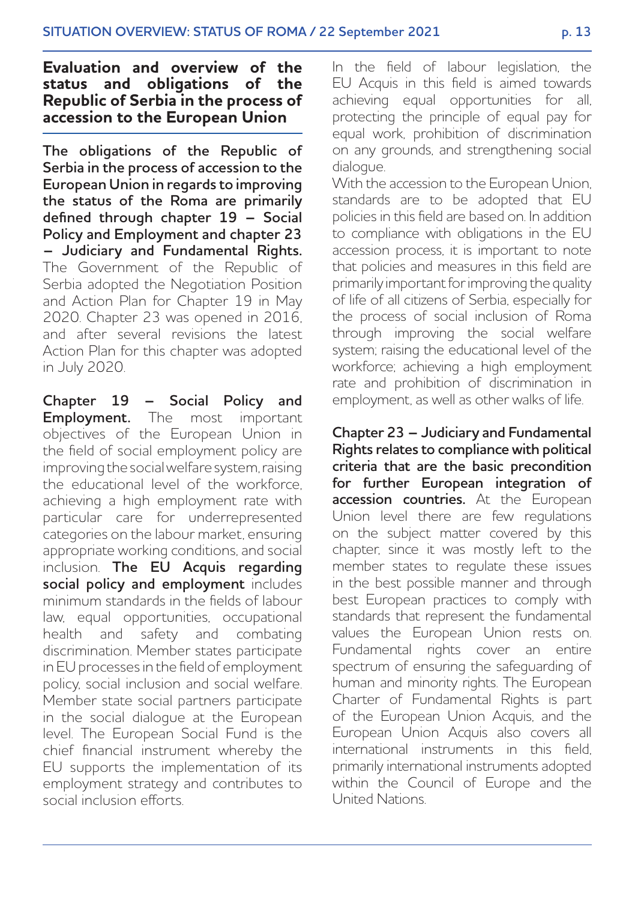## Evaluation and overview of the status and obligations of the Republic of Serbia in the process of accession to the European Union

**The obligations of the Republic of Serbia in the process of accession to the European Union in regards to improving the status of the Roma are primarily defined through chapter 19 – Social Policy and Employment and chapter 23 – Judiciary and Fundamental Rights.** The Government of the Republic of Serbia adopted the Negotiation Position and Action Plan for Chapter 19 in May 2020. Chapter 23 was opened in 2016, and after several revisions the latest Action Plan for this chapter was adopted in July 2020.

**Chapter 19 – Social Policy and Employment.** The most important objectives of the European Union in the field of social employment policy are improving the social welfare system, raising the educational level of the workforce, achieving a high employment rate with particular care for underrepresented categories on the labour market, ensuring appropriate working conditions, and social inclusion. **The EU Acquis regarding social policy and employment** includes minimum standards in the fields of labour law, equal opportunities, occupational health and safety and combating discrimination. Member states participate in EU processes in the field of employment policy, social inclusion and social welfare. Member state social partners participate in the social dialogue at the European level. The European Social Fund is the chief financial instrument whereby the EU supports the implementation of its employment strategy and contributes to social inclusion efforts.

In the field of labour legislation, the EU Acquis in this field is aimed towards achieving equal opportunities for all, protecting the principle of equal pay for equal work, prohibition of discrimination on any grounds, and strengthening social dialogue.

With the accession to the European Union, standards are to be adopted that EU policies in this field are based on. In addition to compliance with obligations in the EU accession process, it is important to note that policies and measures in this field are primarily important for improving the quality of life of all citizens of Serbia, especially for the process of social inclusion of Roma through improving the social welfare system; raising the educational level of the workforce; achieving a high employment rate and prohibition of discrimination in employment, as well as other walks of life.

**Chapter 23 – Judiciary and Fundamental Rights relates to compliance with political criteria that are the basic precondition for further European integration of accession countries.** At the European Union level there are few regulations on the subject matter covered by this chapter, since it was mostly left to the member states to regulate these issues in the best possible manner and through best European practices to comply with standards that represent the fundamental values the European Union rests on. Fundamental rights cover an entire spectrum of ensuring the safeguarding of human and minority rights. The European Charter of Fundamental Rights is part of the European Union Acquis, and the European Union Acquis also covers all international instruments in this field, primarily international instruments adopted within the Council of Europe and the United Nations.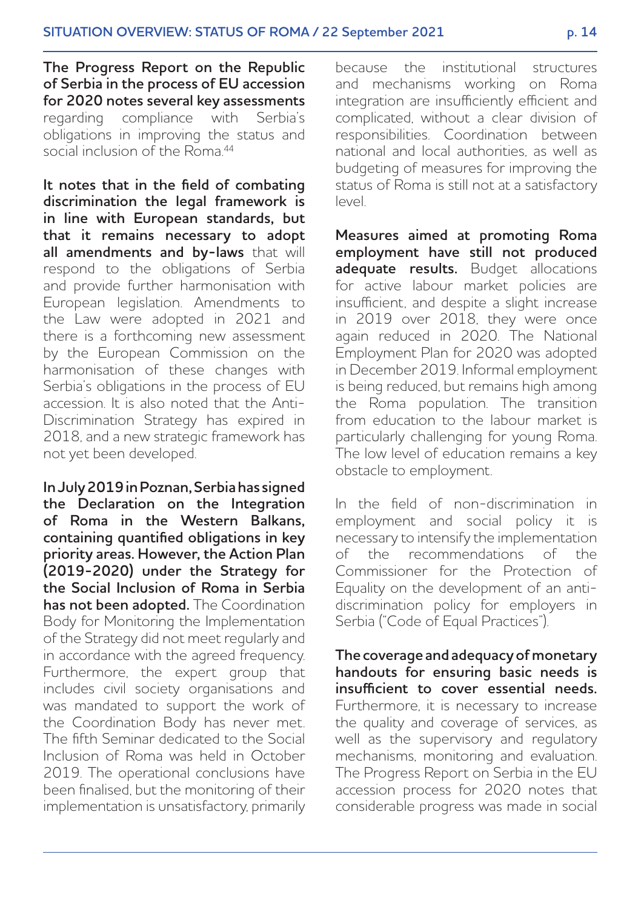**The Progress Report on the Republic of Serbia in the process of EU accession for 2020 notes several key assessments** regarding compliance with Serbia's obligations in improving the status and social inclusion of the Roma.[44]

**It notes that in the field of combating discrimination the legal framework is in line with European standards, but that it remains necessary to adopt all amendments and by-laws** that will respond to the obligations of Serbia and provide further harmonisation with European legislation. Amendments to the Law were adopted in 2021 and there is a forthcoming new assessment by the European Commission on the harmonisation of these changes with Serbia's obligations in the process of EU accession. It is also noted that the Anti-Discrimination Strategy has expired in 2018, and a new strategic framework has not yet been developed.

**In July 2019 in Poznan, Serbia has signed the Declaration on the Integration of Roma in the Western Balkans, containing quantified obligations in key priority areas. However, the Action Plan (2019-2020) under the Strategy for the Social Inclusion of Roma in Serbia has not been adopted.** The Coordination Body for Monitoring the Implementation of the Strategy did not meet regularly and in accordance with the agreed frequency. Furthermore, the expert group that includes civil society organisations and was mandated to support the work of the Coordination Body has never met. The fifth Seminar dedicated to the Social Inclusion of Roma was held in October 2019. The operational conclusions have been finalised, but the monitoring of their implementation is unsatisfactory, primarily because the institutional structures and mechanisms working on Roma integration are insufficiently efficient and complicated, without a clear division of responsibilities. Coordination between national and local authorities, as well as budgeting of measures for improving the status of Roma is still not at a satisfactory level.

**Measures aimed at promoting Roma employment have still not produced adequate results.** Budget allocations for active labour market policies are insufficient, and despite a slight increase in 2019 over 2018, they were once again reduced in 2020. The National Employment Plan for 2020 was adopted in December 2019. Informal employment is being reduced, but remains high among the Roma population. The transition from education to the labour market is particularly challenging for young Roma. The low level of education remains a key obstacle to employment.

In the field of non-discrimination in employment and social policy it is necessary to intensify the implementation of the recommendations of the Commissioner for the Protection of Equality on the development of an anti-discrimination policy for employers in Serbia ("Code of Equal Practices").

**The coverage and adequacy of monetary handouts for ensuring basic needs is insufficient to cover essential needs.** Furthermore, it is necessary to increase the quality and coverage of services, as well as the supervisory and regulatory mechanisms, monitoring and evaluation. The Progress Report on Serbia in the EU accession process for 2020 notes that considerable progress was made in social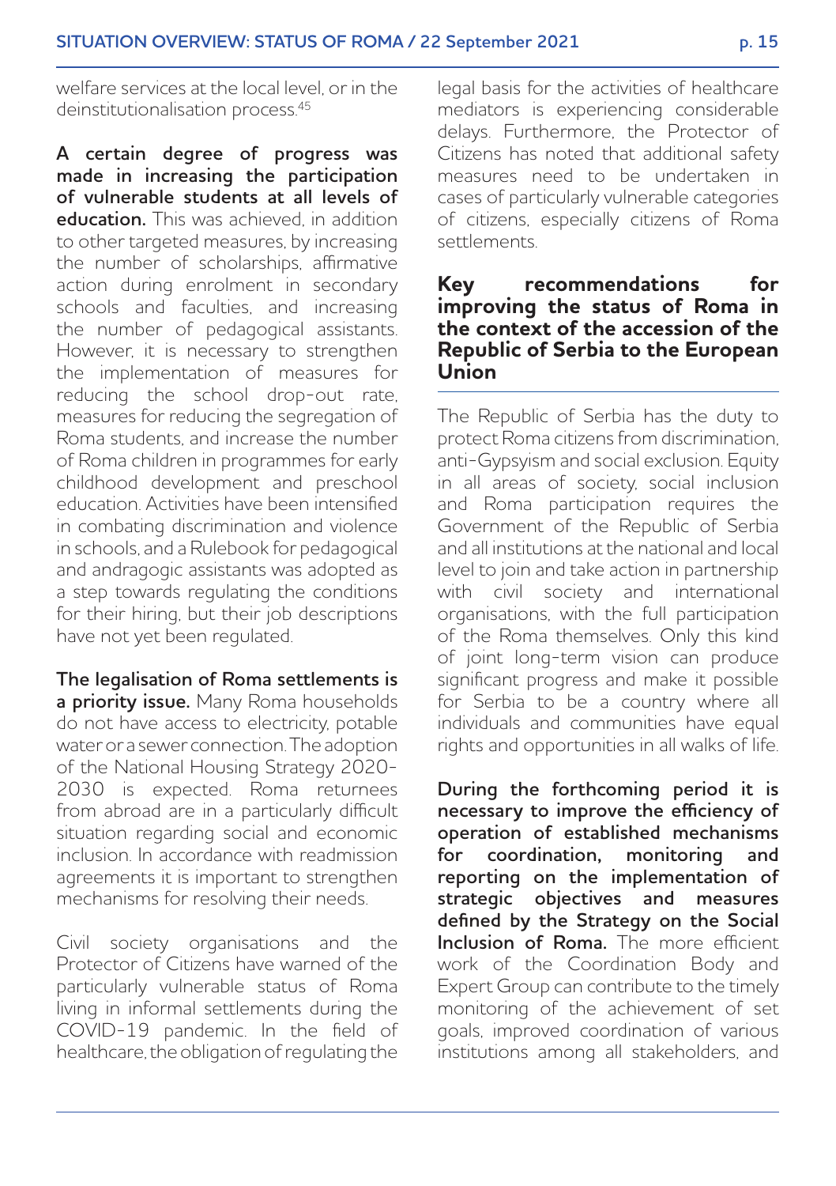welfare services at the local level, or in the deinstitutionalisation process.[45]

**A certain degree of progress was made in increasing the participation of vulnerable students at all levels of education.** This was achieved, in addition to other targeted measures, by increasing the number of scholarships, affirmative action during enrolment in secondary schools and faculties, and increasing the number of pedagogical assistants. However, it is necessary to strengthen the implementation of measures for reducing the school drop-out rate, measures for reducing the segregation of Roma students, and increase the number of Roma children in programmes for early childhood development and preschool education. Activities have been intensified in combating discrimination and violence in schools, and a Rulebook for pedagogical and andragogic assistants was adopted as a step towards regulating the conditions for their hiring, but their job descriptions have not yet been regulated.

**The legalisation of Roma settlements is a priority issue.** Many Roma households do not have access to electricity, potable water or a sewer connection. The adoption of the National Housing Strategy 2020-2030 is expected. Roma returnees from abroad are in a particularly difficult situation regarding social and economic inclusion. In accordance with readmission agreements it is important to strengthen mechanisms for resolving their needs.

Civil society organisations and the Protector of Citizens have warned of the particularly vulnerable status of Roma living in informal settlements during the COVID-19 pandemic. In the field of healthcare, the obligation of regulating the legal basis for the activities of healthcare mediators is experiencing considerable delays. Furthermore, the Protector of Citizens has noted that additional safety measures need to be undertaken in cases of particularly vulnerable categories of citizens, especially citizens of Roma settlements.

## Key recommendations for improving the status of Roma in the context of the accession of the Republic of Serbia to the European Union

The Republic of Serbia has the duty to protect Roma citizens from discrimination, anti-Gypsyism and social exclusion. Equity in all areas of society, social inclusion and Roma participation requires the Government of the Republic of Serbia and all institutions at the national and local level to join and take action in partnership with civil society and international organisations, with the full participation of the Roma themselves. Only this kind of joint long-term vision can produce significant progress and make it possible for Serbia to be a country where all individuals and communities have equal rights and opportunities in all walks of life.

**During the forthcoming period it is necessary to improve the efficiency of operation of established mechanisms for coordination, monitoring and reporting on the implementation of strategic objectives and measures defined by the Strategy on the Social Inclusion of Roma.** The more efficient work of the Coordination Body and Expert Group can contribute to the timely monitoring of the achievement of set goals, improved coordination of various institutions among all stakeholders, and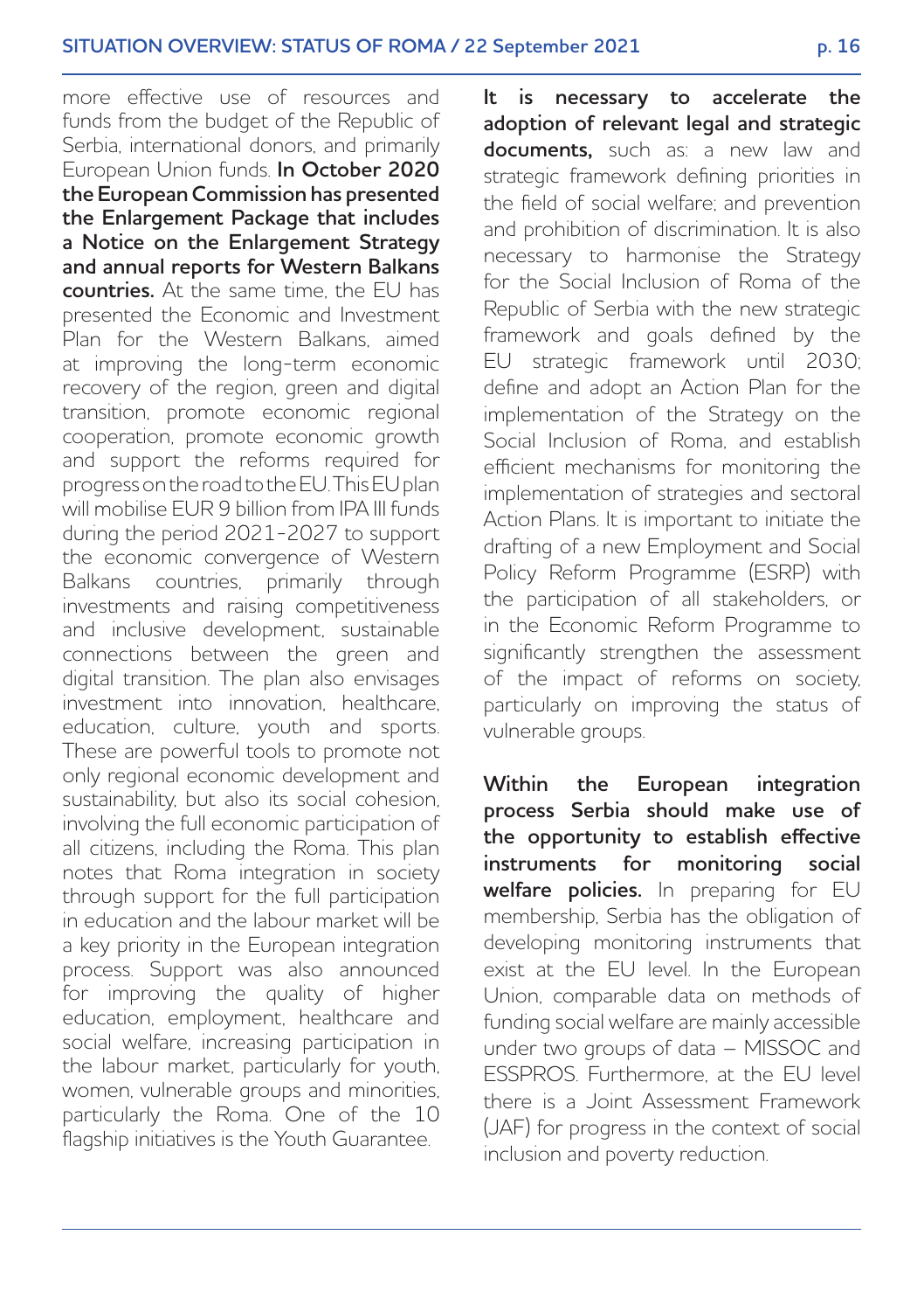more effective use of resources and funds from the budget of the Republic of Serbia, international donors, and primarily European Union funds. **In October 2020 the European Commission has presented the Enlargement Package that includes a Notice on the Enlargement Strategy and annual reports for Western Balkans countries.** At the same time, the EU has presented the Economic and Investment Plan for the Western Balkans, aimed at improving the long-term economic recovery of the region, green and digital transition, promote economic regional cooperation, promote economic growth and support the reforms required for progress on the road to the EU. This EU plan will mobilise EUR 9 billion from IPA III funds during the period 2021-2027 to support the economic convergence of Western Balkans countries, primarily through investments and raising competitiveness and inclusive development, sustainable connections between the green and digital transition. The plan also envisages investment into innovation, healthcare, education, culture, youth and sports. These are powerful tools to promote not only regional economic development and sustainability, but also its social cohesion, involving the full economic participation of all citizens, including the Roma. This plan notes that Roma integration in society through support for the full participation in education and the labour market will be a key priority in the European integration process. Support was also announced for improving the quality of higher education, employment, healthcare and social welfare, increasing participation in the labour market, particularly for youth, women, vulnerable groups and minorities, particularly the Roma. One of the 10 flagship initiatives is the Youth Guarantee.

**It is necessary to accelerate the adoption of relevant legal and strategic documents,** such as: a new law and strategic framework defining priorities in the field of social welfare; and prevention and prohibition of discrimination. It is also necessary to harmonise the Strategy for the Social Inclusion of Roma of the Republic of Serbia with the new strategic framework and goals defined by the EU strategic framework until 2030; define and adopt an Action Plan for the implementation of the Strategy on the Social Inclusion of Roma, and establish efficient mechanisms for monitoring the implementation of strategies and sectoral Action Plans. It is important to initiate the drafting of a new Employment and Social Policy Reform Programme (ESRP) with the participation of all stakeholders, or in the Economic Reform Programme to significantly strengthen the assessment of the impact of reforms on society, particularly on improving the status of vulnerable groups.

**Within the European integration process Serbia should make use of the opportunity to establish effective instruments for monitoring social welfare policies.** In preparing for EU membership, Serbia has the obligation of developing monitoring instruments that exist at the EU level. In the European Union, comparable data on methods of funding social welfare are mainly accessible under two groups of data – MISSOC and ESSPROS. Furthermore, at the EU level there is a Joint Assessment Framework (JAF) for progress in the context of social inclusion and poverty reduction.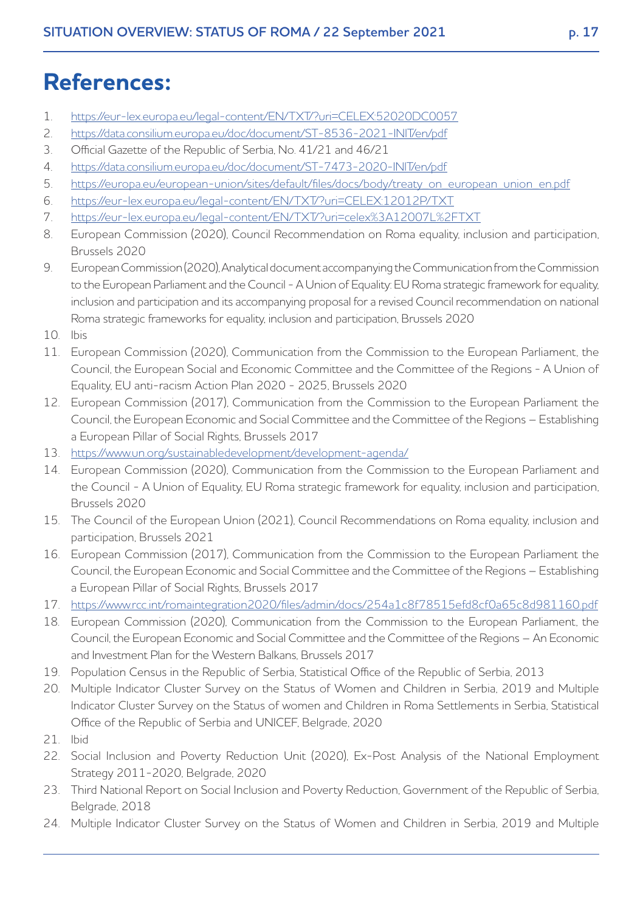# References:

1. https://eur-lex.europa.eu/legal-content/EN/TXT/?uri=CELEX:52020DC0057
2. https://data.consilium.europa.eu/doc/document/ST-8536-2021-INIT/en/pdf
3. Official Gazette of the Republic of Serbia, No. 41/21 and 46/21
4. https://data.consilium.europa.eu/doc/document/ST-7473-2020-INIT/en/pdf
5. https://europa.eu/european-union/sites/default/files/docs/body/treaty_on_european_union_en.pdf
6. https://eur-lex.europa.eu/legal-content/EN/TXT/?uri=CELEX:12012P/TXT
7. https://eur-lex.europa.eu/legal-content/EN/TXT/?uri=celex%3A12007L%2FTXT
8. European Commission (2020), Council Recommendation on Roma equality, inclusion and participation, Brussels 2020
9. European Commission (2020), Analytical document accompanying the Communication from the Commission to the European Parliament and the Council - A Union of Equality: EU Roma strategic framework for equality, inclusion and participation and its accompanying proposal for a revised Council recommendation on national Roma strategic frameworks for equality, inclusion and participation, Brussels 2020
10. Ibis
11. European Commission (2020), Communication from the Commission to the European Parliament, the Council, the European Social and Economic Committee and the Committee of the Regions - A Union of Equality, EU anti-racism Action Plan 2020 - 2025, Brussels 2020
12. European Commission (2017), Communication from the Commission to the European Parliament the Council, the European Economic and Social Committee and the Committee of the Regions – Establishing a European Pillar of Social Rights, Brussels 2017
13. https://www.un.org/sustainabledevelopment/development-agenda/
14. European Commission (2020), Communication from the Commission to the European Parliament and the Council - A Union of Equality, EU Roma strategic framework for equality, inclusion and participation, Brussels 2020
15. The Council of the European Union (2021), Council Recommendations on Roma equality, inclusion and participation, Brussels 2021
16. European Commission (2017), Communication from the Commission to the European Parliament the Council, the European Economic and Social Committee and the Committee of the Regions – Establishing a European Pillar of Social Rights, Brussels 2017
17. https://www.rcc.int/romaintegration2020/files/admin/docs/254a1c8f78515efd8cf0a65c8d981160.pdf
18. European Commission (2020), Communication from the Commission to the European Parliament, the Council, the European Economic and Social Committee and the Committee of the Regions – An Economic and Investment Plan for the Western Balkans, Brussels 2017
19. Population Census in the Republic of Serbia, Statistical Office of the Republic of Serbia, 2013
20. Multiple Indicator Cluster Survey on the Status of Women and Children in Serbia, 2019 and Multiple Indicator Cluster Survey on the Status of women and Children in Roma Settlements in Serbia, Statistical Office of the Republic of Serbia and UNICEF, Belgrade, 2020
21. Ibid
22. Social Inclusion and Poverty Reduction Unit (2020), Ex-Post Analysis of the National Employment Strategy 2011-2020, Belgrade, 2020
23. Third National Report on Social Inclusion and Poverty Reduction, Government of the Republic of Serbia, Belgrade, 2018
24. Multiple Indicator Cluster Survey on the Status of Women and Children in Serbia, 2019 and Multiple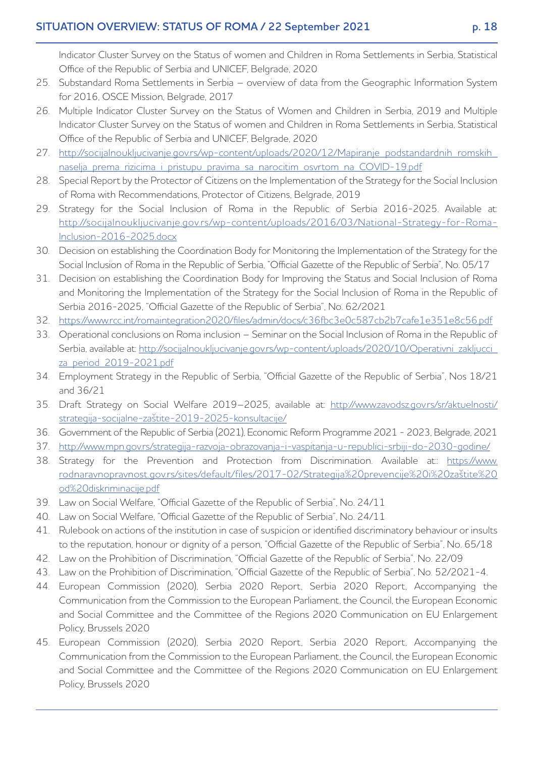Indicator Cluster Survey on the Status of women and Children in Roma Settlements in Serbia, Statistical Office of the Republic of Serbia and UNICEF, Belgrade, 2020

25. Substandard Roma Settlements in Serbia – overview of data from the Geographic Information System for 2016, OSCE Mission, Belgrade, 2017
26. Multiple Indicator Cluster Survey on the Status of Women and Children in Serbia, 2019 and Multiple Indicator Cluster Survey on the Status of women and Children in Roma Settlements in Serbia, Statistical Office of the Republic of Serbia and UNICEF, Belgrade, 2020
27. http://socijalnoukljucivanje.gov.rs/wp-content/uploads/2020/12/Mapiranje_podstandardnih_romskih_naselja_prema_rizicima_i_pristupu_pravima_sa_narocitim_osvrtom_na_COVID-19.pdf
28. Special Report by the Protector of Citizens on the Implementation of the Strategy for the Social Inclusion of Roma with Recommendations, Protector of Citizens, Belgrade, 2019
29. Strategy for the Social Inclusion of Roma in the Republic of Serbia 2016-2025. Available at: http://socijalnoukljucivanje.gov.rs/wp-content/uploads/2016/03/National-Strategy-for-Roma-Inclusion-2016-2025.docx
30. Decision on establishing the Coordination Body for Monitoring the Implementation of the Strategy for the Social Inclusion of Roma in the Republic of Serbia, "Official Gazette of the Republic of Serbia", No. 05/17
31. Decision on establishing the Coordination Body for Improving the Status and Social Inclusion of Roma and Monitoring the Implementation of the Strategy for the Social Inclusion of Roma in the Republic of Serbia 2016-2025, "Official Gazette of the Republic of Serbia", No. 62/2021
32. https://www.rcc.int/romaintegration2020/files/admin/docs/c36fbc3e0c587cb2b7cafe1e351e8c56.pdf
33. Operational conclusions on Roma inclusion – Seminar on the Social Inclusion of Roma in the Republic of Serbia, available at: http://socijalnoukljucivanje.gov.rs/wp-content/uploads/2020/10/Operativni_zakljucci_za_period_2019-2021.pdf
34. Employment Strategy in the Republic of Serbia, "Official Gazette of the Republic of Serbia", Nos 18/21 and 36/21
35. Draft Strategy on Social Welfare 2019–2025, available at: http://www.zavodsz.gov.rs/sr/aktuelnosti/strategija-socijalne-zaštite-2019-2025-konsultacije/
36. Government of the Republic of Serbia (2021), Economic Reform Programme 2021 - 2023, Belgrade, 2021
37. http://www.mpn.gov.rs/strategija-razvoja-obrazovanja-i-vaspitanja-u-republici-srbiji-do-2030-godine/
38. Strategy for the Prevention and Protection from Discrimination. Available at:: https://www.rodnaravnopravnost.gov.rs/sites/default/files/2017-02/Strategija%20prevencije%20i%20zaštite%20od%20diskriminacije.pdf
39. Law on Social Welfare, "Official Gazette of the Republic of Serbia", No. 24/11
40. Law on Social Welfare, "Official Gazette of the Republic of Serbia", No. 24/11
41. Rulebook on actions of the institution in case of suspicion or identified discriminatory behaviour or insults to the reputation, honour or dignity of a person, "Official Gazette of the Republic of Serbia", No. 65/18
42. Law on the Prohibition of Discrimination, "Official Gazette of the Republic of Serbia", No. 22/09
43. Law on the Prohibition of Discrimination, "Official Gazette of the Republic of Serbia", No. 52/2021-4.
44. European Commission (2020), Serbia 2020 Report, Serbia 2020 Report, Accompanying the Communication from the Commission to the European Parliament, the Council, the European Economic and Social Committee and the Committee of the Regions 2020 Communication on EU Enlargement Policy, Brussels 2020
45. European Commission (2020), Serbia 2020 Report, Serbia 2020 Report, Accompanying the Communication from the Commission to the European Parliament, the Council, the European Economic and Social Committee and the Committee of the Regions 2020 Communication on EU Enlargement Policy, Brussels 2020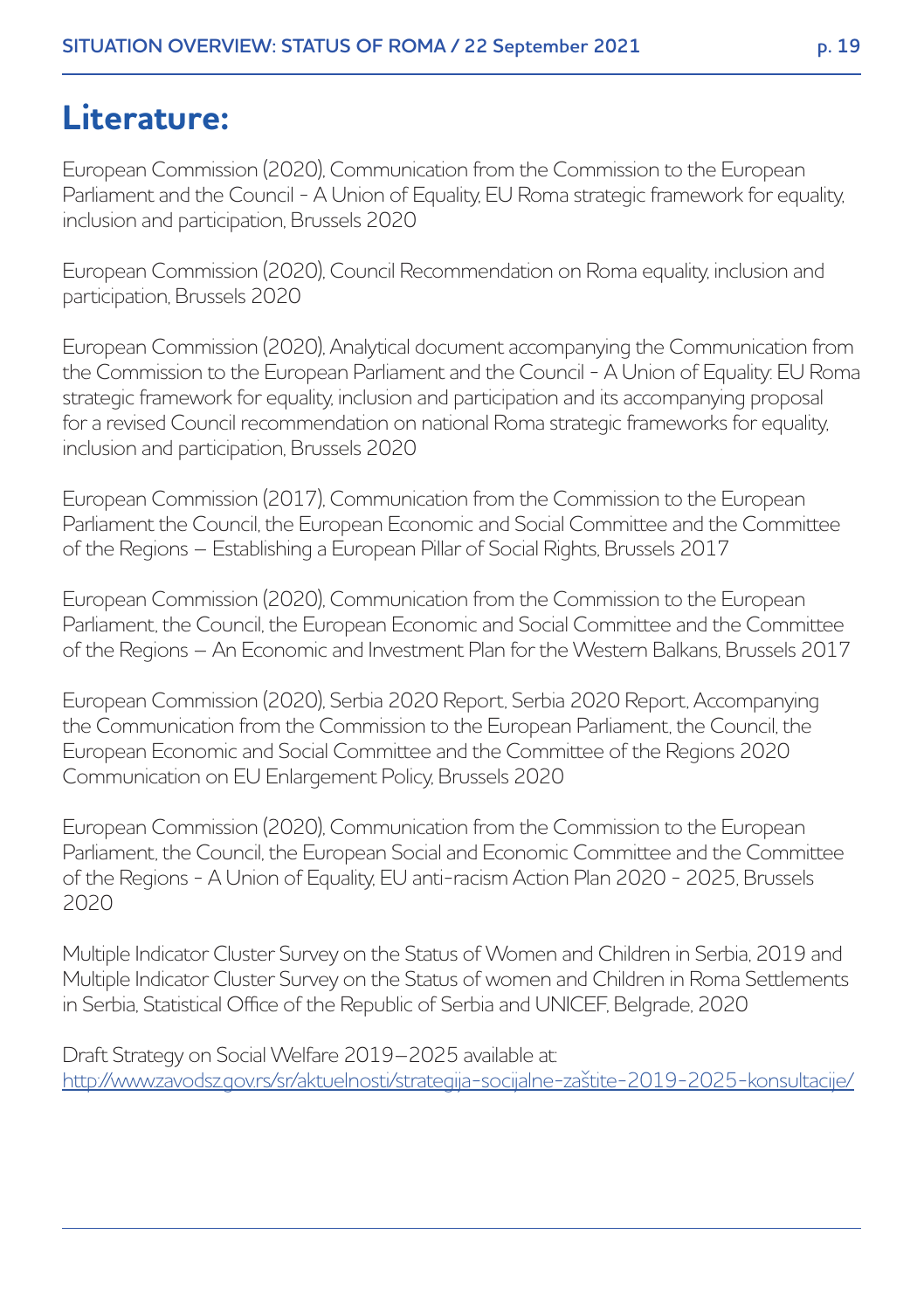# Literature:

European Commission (2020), Communication from the Commission to the European Parliament and the Council - A Union of Equality, EU Roma strategic framework for equality, inclusion and participation, Brussels 2020

European Commission (2020), Council Recommendation on Roma equality, inclusion and participation, Brussels 2020

European Commission (2020), Analytical document accompanying the Communication from the Commission to the European Parliament and the Council - A Union of Equality: EU Roma strategic framework for equality, inclusion and participation and its accompanying proposal for a revised Council recommendation on national Roma strategic frameworks for equality, inclusion and participation, Brussels 2020

European Commission (2017), Communication from the Commission to the European Parliament the Council, the European Economic and Social Committee and the Committee of the Regions – Establishing a European Pillar of Social Rights, Brussels 2017

European Commission (2020), Communication from the Commission to the European Parliament, the Council, the European Economic and Social Committee and the Committee of the Regions – An Economic and Investment Plan for the Western Balkans, Brussels 2017

European Commission (2020), Serbia 2020 Report, Serbia 2020 Report, Accompanying the Communication from the Commission to the European Parliament, the Council, the European Economic and Social Committee and the Committee of the Regions 2020 Communication on EU Enlargement Policy, Brussels 2020

European Commission (2020), Communication from the Commission to the European Parliament, the Council, the European Social and Economic Committee and the Committee of the Regions - A Union of Equality, EU anti-racism Action Plan 2020 - 2025, Brussels 2020

Multiple Indicator Cluster Survey on the Status of Women and Children in Serbia, 2019 and Multiple Indicator Cluster Survey on the Status of women and Children in Roma Settlements in Serbia, Statistical Office of the Republic of Serbia and UNICEF, Belgrade, 2020

Draft Strategy on Social Welfare 2019–2025 available at: http://www.zavodsz.gov.rs/sr/aktuelnosti/strategija-socijalne-zaštite-2019-2025-konsultacije/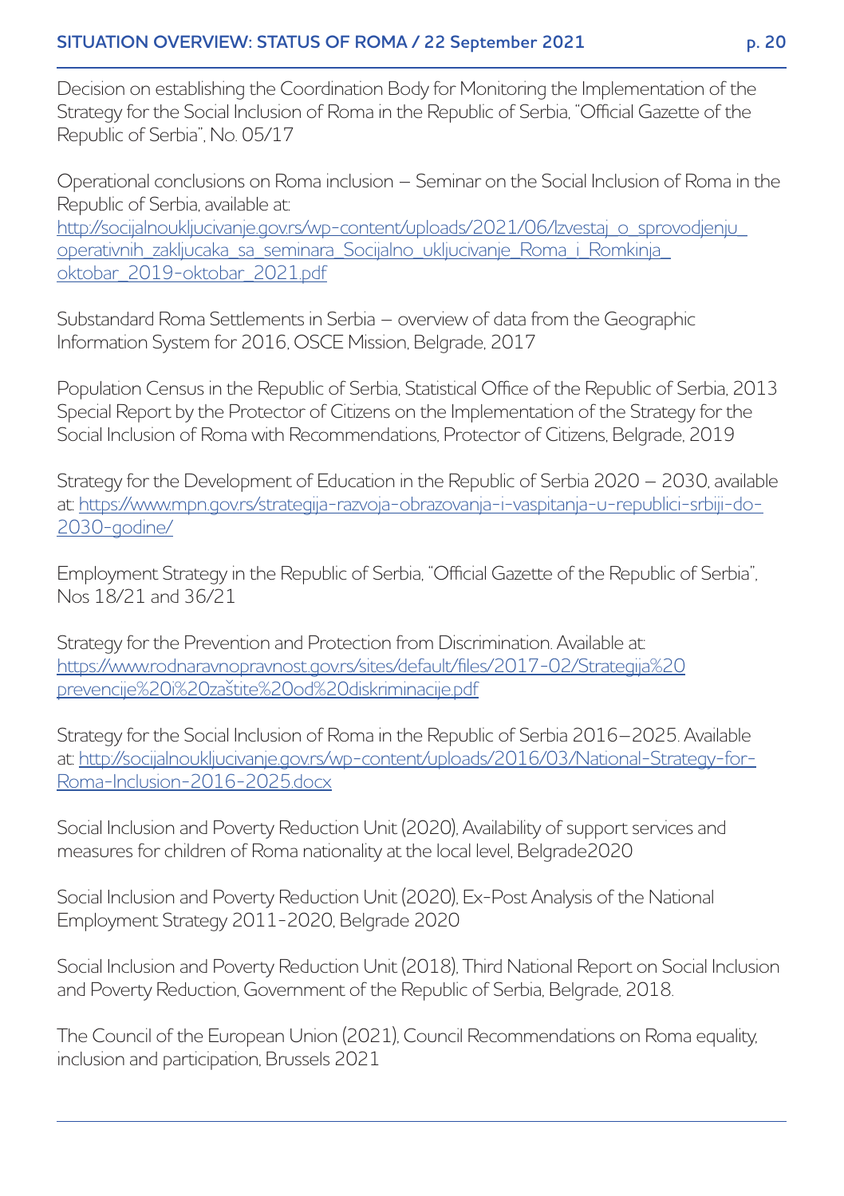Decision on establishing the Coordination Body for Monitoring the Implementation of the Strategy for the Social Inclusion of Roma in the Republic of Serbia, "Official Gazette of the Republic of Serbia", No. 05/17

Operational conclusions on Roma inclusion – Seminar on the Social Inclusion of Roma in the Republic of Serbia, available at: http://socijalnoukljucivanje.gov.rs/wp-content/uploads/2021/06/Izvestaj_o_sprovodjenju_operativnih_zakljucaka_sa_seminara_Socijalno_ukljucivanje_Roma_i_Romkinja_oktobar_2019-oktobar_2021.pdf

Substandard Roma Settlements in Serbia – overview of data from the Geographic Information System for 2016, OSCE Mission, Belgrade, 2017

Population Census in the Republic of Serbia, Statistical Office of the Republic of Serbia, 2013
Special Report by the Protector of Citizens on the Implementation of the Strategy for the Social Inclusion of Roma with Recommendations, Protector of Citizens, Belgrade, 2019

Strategy for the Development of Education in the Republic of Serbia 2020 – 2030, available at: https://www.mpn.gov.rs/strategija-razvoja-obrazovanja-i-vaspitanja-u-republici-srbiji-do-2030-godine/

Employment Strategy in the Republic of Serbia, "Official Gazette of the Republic of Serbia", Nos 18/21 and 36/21

Strategy for the Prevention and Protection from Discrimination. Available at: https://www.rodnaravnopravnost.gov.rs/sites/default/files/2017-02/Strategija%20prevencije%20i%20zaštite%20od%20diskriminacije.pdf

Strategy for the Social Inclusion of Roma in the Republic of Serbia 2016–2025. Available at: http://socijalnoukljucivanje.gov.rs/wp-content/uploads/2016/03/National-Strategy-for-Roma-Inclusion-2016-2025.docx

Social Inclusion and Poverty Reduction Unit (2020), Availability of support services and measures for children of Roma nationality at the local level, Belgrade2020

Social Inclusion and Poverty Reduction Unit (2020), Ex-Post Analysis of the National Employment Strategy 2011-2020, Belgrade 2020

Social Inclusion and Poverty Reduction Unit (2018), Third National Report on Social Inclusion and Poverty Reduction, Government of the Republic of Serbia, Belgrade, 2018.

The Council of the European Union (2021), Council Recommendations on Roma equality, inclusion and participation, Brussels 2021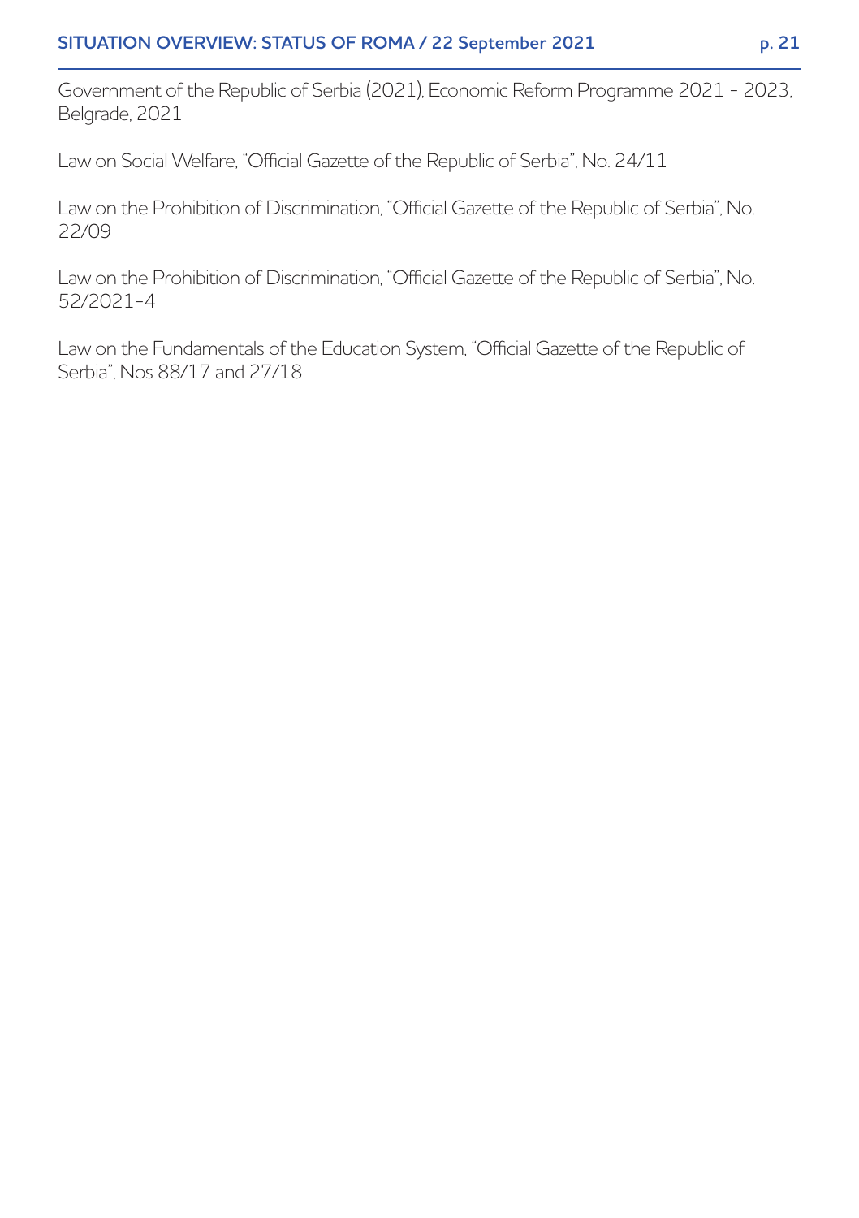Government of the Republic of Serbia (2021), Economic Reform Programme 2021 - 2023, Belgrade, 2021

Law on Social Welfare, "Official Gazette of the Republic of Serbia", No. 24/11

Law on the Prohibition of Discrimination, "Official Gazette of the Republic of Serbia", No. 22/09

Law on the Prohibition of Discrimination, "Official Gazette of the Republic of Serbia", No. 52/2021-4

Law on the Fundamentals of the Education System, "Official Gazette of the Republic of Serbia", Nos 88/17 and 27/18